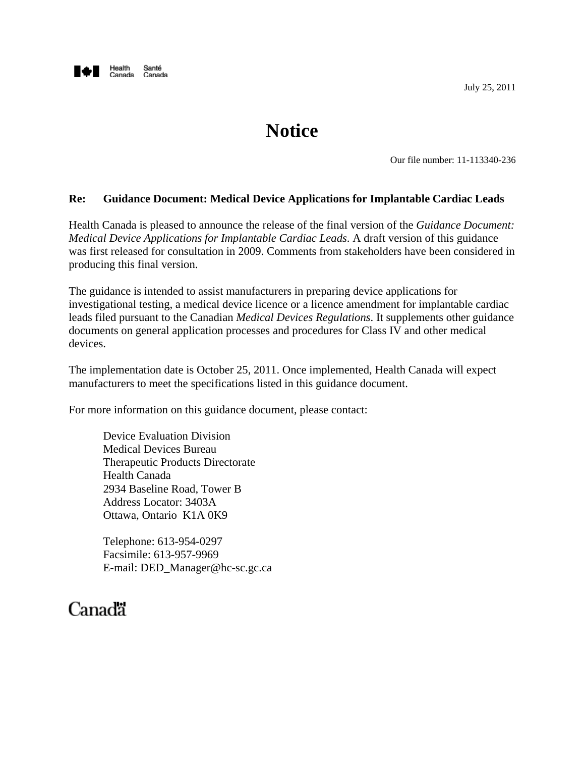Health Canada Santé Canada

July 25, 2011

# Notice

Our file number: 11-113340-236

**Re: Guidance Document: Medical Device Applications for Implantable Cardiac Leads**

Health Canada is pleased to announce the release of the final version of the *Guidance Document: Medical Device Applications for Implantable Cardiac Leads*. A draft version of this guidance was first released for consultation in 2009. Comments from stakeholders have been considered in producing this final version.

The guidance is intended to assist manufacturers in preparing device applications for investigational testing, a medical device licence or a licence amendment for implantable cardiac leads filed pursuant to the Canadian *Medical Devices Regulations*. It supplements other guidance documents on general application processes and procedures for Class IV and other medical devices.

The implementation date is October 25, 2011. Once implemented, Health Canada will expect manufacturers to meet the specifications listed in this guidance document.

For more information on this guidance document, please contact:

Device Evaluation Division
Medical Devices Bureau
Therapeutic Products Directorate
Health Canada
2934 Baseline Road, Tower B
Address Locator: 3403A
Ottawa, Ontario K1A 0K9

Telephone: 613-954-0297
Facsimile: 613-957-9969
E-mail: DED_Manager@hc-sc.gc.ca

Canada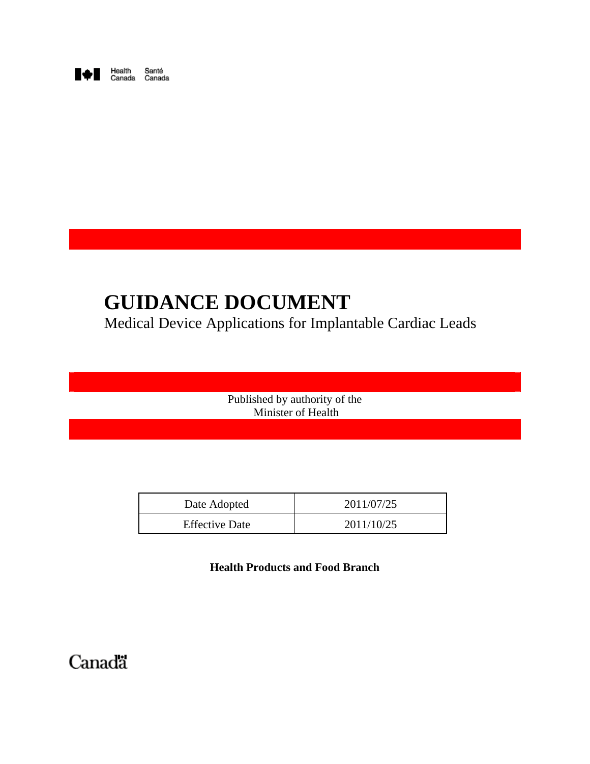Health Canada Santé Canada

# GUIDANCE DOCUMENT

Medical Device Applications for Implantable Cardiac Leads

Published by authority of the
Minister of Health

| Date Adopted | 2011/07/25 |
| --- | --- |
| Effective Date | 2011/10/25 |

**Health Products and Food Branch**

Canada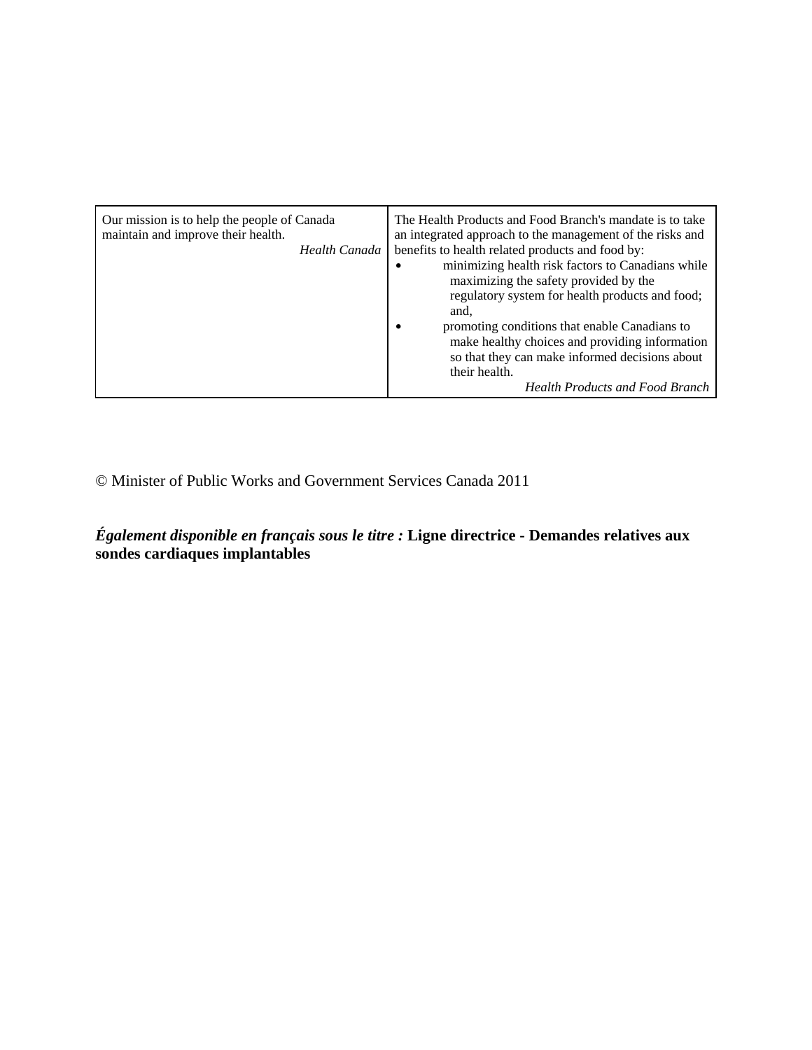| Our mission is to help the people of Canada maintain and improve their health.<br><br>*Health Canada* | The Health Products and Food Branch's mandate is to take an integrated approach to the management of the risks and benefits to health related products and food by:<br>• minimizing health risk factors to Canadians while maximizing the safety provided by the regulatory system for health products and food; and,<br>• promoting conditions that enable Canadians to make healthy choices and providing information so that they can make informed decisions about their health.<br><br>*Health Products and Food Branch* |
|---|---|

© Minister of Public Works and Government Services Canada 2011

***Également disponible en français sous le titre :*** **Ligne directrice - Demandes relatives aux sondes cardiaques implantables**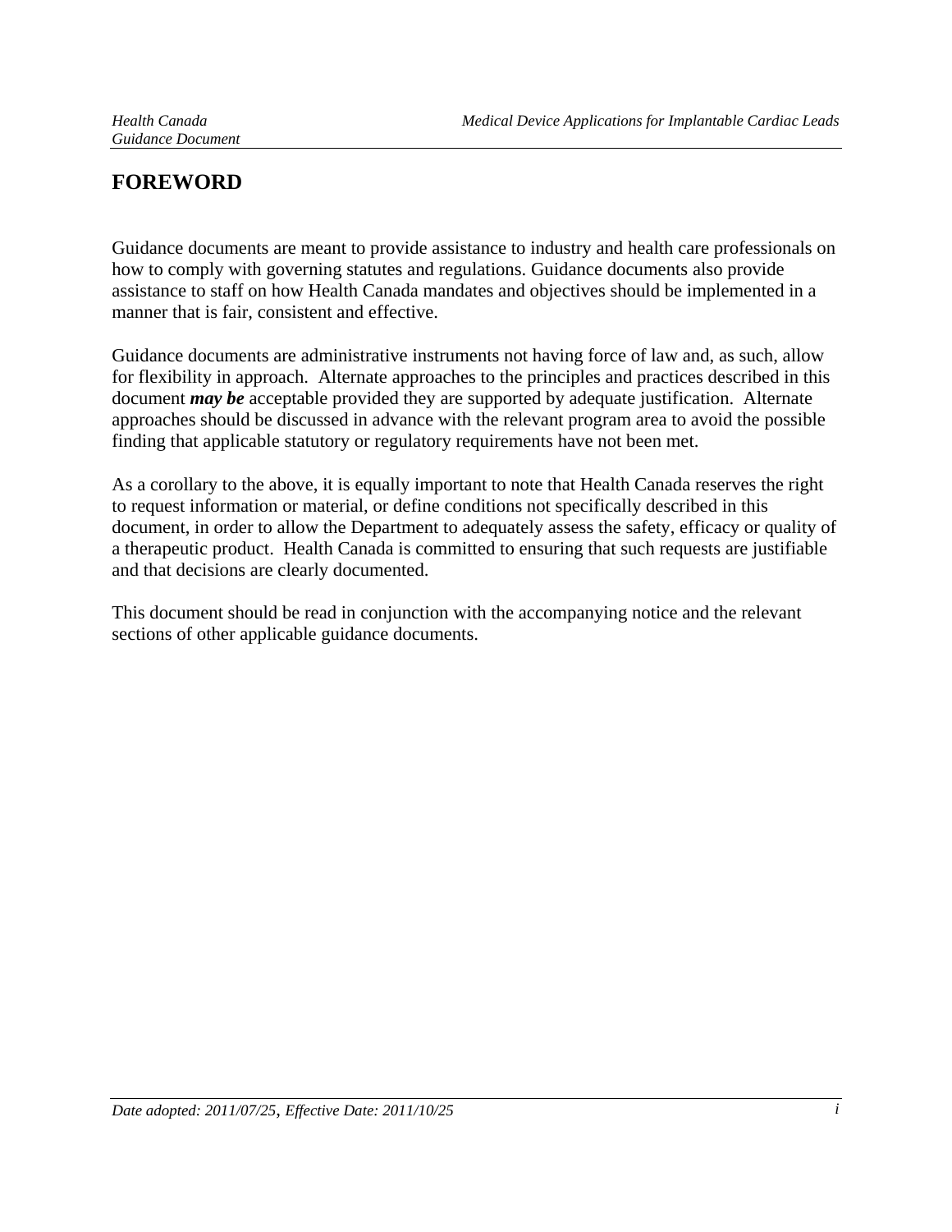# FOREWORD

Guidance documents are meant to provide assistance to industry and health care professionals on how to comply with governing statutes and regulations. Guidance documents also provide assistance to staff on how Health Canada mandates and objectives should be implemented in a manner that is fair, consistent and effective.

Guidance documents are administrative instruments not having force of law and, as such, allow for flexibility in approach. Alternate approaches to the principles and practices described in this document ***may be*** acceptable provided they are supported by adequate justification. Alternate approaches should be discussed in advance with the relevant program area to avoid the possible finding that applicable statutory or regulatory requirements have not been met.

As a corollary to the above, it is equally important to note that Health Canada reserves the right to request information or material, or define conditions not specifically described in this document, in order to allow the Department to adequately assess the safety, efficacy or quality of a therapeutic product. Health Canada is committed to ensuring that such requests are justifiable and that decisions are clearly documented.

This document should be read in conjunction with the accompanying notice and the relevant sections of other applicable guidance documents.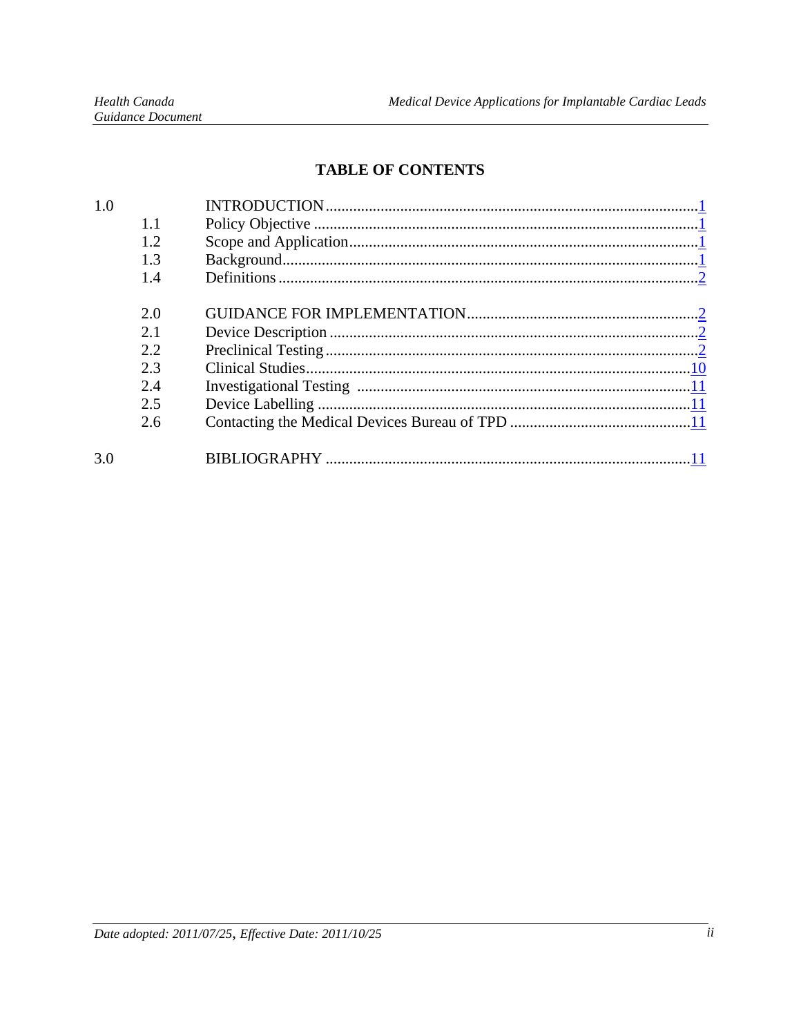## TABLE OF CONTENTS

| | | | |
|---|---|---|---|
| 1.0 | | INTRODUCTION | 1 |
| | 1.1 | Policy Objective | 1 |
| | 1.2 | Scope and Application | 1 |
| | 1.3 | Background | 1 |
| | 1.4 | Definitions | 2 |
| | 2.0 | GUIDANCE FOR IMPLEMENTATION | 2 |
| | 2.1 | Device Description | 2 |
| | 2.2 | Preclinical Testing | 2 |
| | 2.3 | Clinical Studies | 10 |
| | 2.4 | Investigational Testing | 11 |
| | 2.5 | Device Labelling | 11 |
| | 2.6 | Contacting the Medical Devices Bureau of TPD | 11 |
| 3.0 | | BIBLIOGRAPHY | 11 |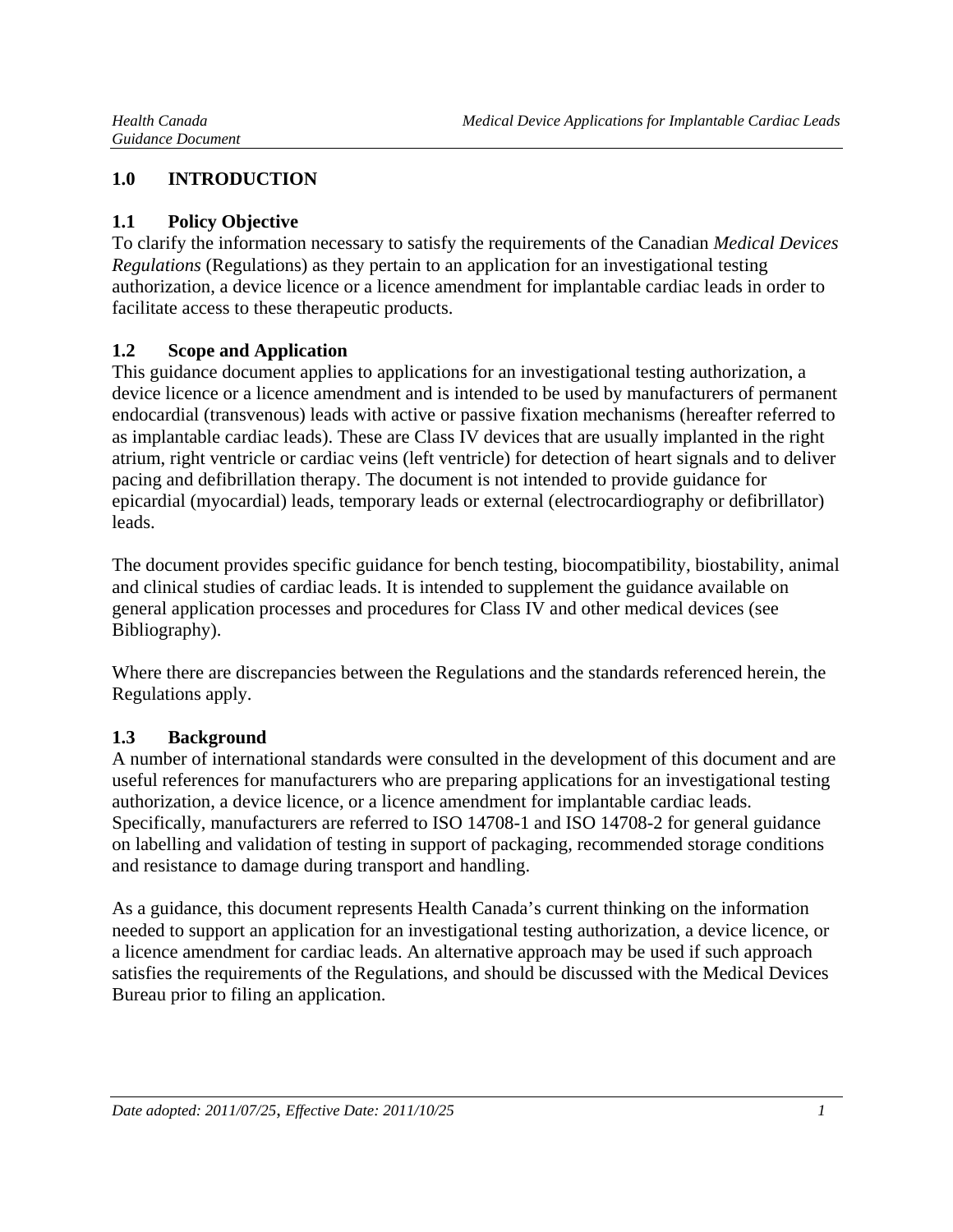# 1.0 INTRODUCTION

## 1.1 Policy Objective

To clarify the information necessary to satisfy the requirements of the Canadian *Medical Devices Regulations* (Regulations) as they pertain to an application for an investigational testing authorization, a device licence or a licence amendment for implantable cardiac leads in order to facilitate access to these therapeutic products.

## 1.2 Scope and Application

This guidance document applies to applications for an investigational testing authorization, a device licence or a licence amendment and is intended to be used by manufacturers of permanent endocardial (transvenous) leads with active or passive fixation mechanisms (hereafter referred to as implantable cardiac leads). These are Class IV devices that are usually implanted in the right atrium, right ventricle or cardiac veins (left ventricle) for detection of heart signals and to deliver pacing and defibrillation therapy. The document is not intended to provide guidance for epicardial (myocardial) leads, temporary leads or external (electrocardiography or defibrillator) leads.

The document provides specific guidance for bench testing, biocompatibility, biostability, animal and clinical studies of cardiac leads. It is intended to supplement the guidance available on general application processes and procedures for Class IV and other medical devices (see Bibliography).

Where there are discrepancies between the Regulations and the standards referenced herein, the Regulations apply.

## 1.3 Background

A number of international standards were consulted in the development of this document and are useful references for manufacturers who are preparing applications for an investigational testing authorization, a device licence, or a licence amendment for implantable cardiac leads. Specifically, manufacturers are referred to ISO 14708-1 and ISO 14708-2 for general guidance on labelling and validation of testing in support of packaging, recommended storage conditions and resistance to damage during transport and handling.

As a guidance, this document represents Health Canada's current thinking on the information needed to support an application for an investigational testing authorization, a device licence, or a licence amendment for cardiac leads. An alternative approach may be used if such approach satisfies the requirements of the Regulations, and should be discussed with the Medical Devices Bureau prior to filing an application.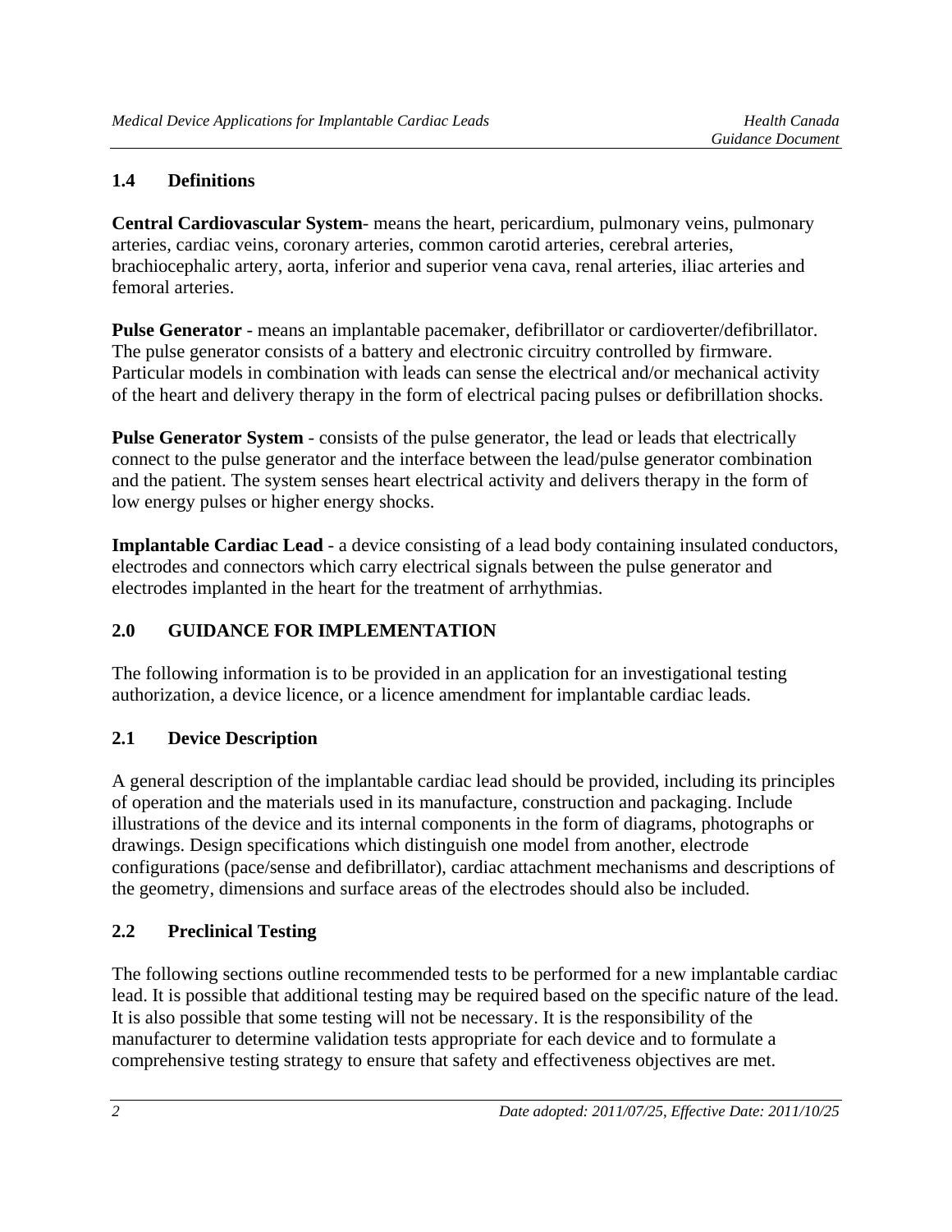### 1.4 Definitions

**Central Cardiovascular System**- means the heart, pericardium, pulmonary veins, pulmonary arteries, cardiac veins, coronary arteries, common carotid arteries, cerebral arteries, brachiocephalic artery, aorta, inferior and superior vena cava, renal arteries, iliac arteries and femoral arteries.

**Pulse Generator** - means an implantable pacemaker, defibrillator or cardioverter/defibrillator. The pulse generator consists of a battery and electronic circuitry controlled by firmware. Particular models in combination with leads can sense the electrical and/or mechanical activity of the heart and delivery therapy in the form of electrical pacing pulses or defibrillation shocks.

**Pulse Generator System** - consists of the pulse generator, the lead or leads that electrically connect to the pulse generator and the interface between the lead/pulse generator combination and the patient. The system senses heart electrical activity and delivers therapy in the form of low energy pulses or higher energy shocks.

**Implantable Cardiac Lead** - a device consisting of a lead body containing insulated conductors, electrodes and connectors which carry electrical signals between the pulse generator and electrodes implanted in the heart for the treatment of arrhythmias.

## 2.0 GUIDANCE FOR IMPLEMENTATION

The following information is to be provided in an application for an investigational testing authorization, a device licence, or a licence amendment for implantable cardiac leads.

### 2.1 Device Description

A general description of the implantable cardiac lead should be provided, including its principles of operation and the materials used in its manufacture, construction and packaging. Include illustrations of the device and its internal components in the form of diagrams, photographs or drawings. Design specifications which distinguish one model from another, electrode configurations (pace/sense and defibrillator), cardiac attachment mechanisms and descriptions of the geometry, dimensions and surface areas of the electrodes should also be included.

### 2.2 Preclinical Testing

The following sections outline recommended tests to be performed for a new implantable cardiac lead. It is possible that additional testing may be required based on the specific nature of the lead. It is also possible that some testing will not be necessary. It is the responsibility of the manufacturer to determine validation tests appropriate for each device and to formulate a comprehensive testing strategy to ensure that safety and effectiveness objectives are met.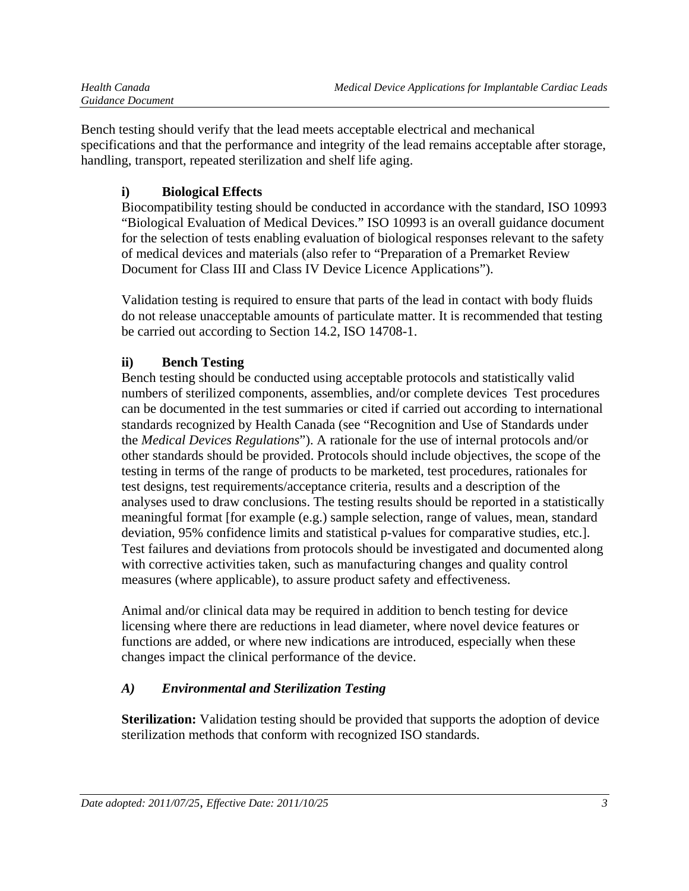Bench testing should verify that the lead meets acceptable electrical and mechanical specifications and that the performance and integrity of the lead remains acceptable after storage, handling, transport, repeated sterilization and shelf life aging.

### i) Biological Effects

Biocompatibility testing should be conducted in accordance with the standard, ISO 10993 "Biological Evaluation of Medical Devices." ISO 10993 is an overall guidance document for the selection of tests enabling evaluation of biological responses relevant to the safety of medical devices and materials (also refer to "Preparation of a Premarket Review Document for Class III and Class IV Device Licence Applications").

Validation testing is required to ensure that parts of the lead in contact with body fluids do not release unacceptable amounts of particulate matter. It is recommended that testing be carried out according to Section 14.2, ISO 14708-1.

### ii) Bench Testing

Bench testing should be conducted using acceptable protocols and statistically valid numbers of sterilized components, assemblies, and/or complete devices  Test procedures can be documented in the test summaries or cited if carried out according to international standards recognized by Health Canada (see "Recognition and Use of Standards under the *Medical Devices Regulations*"). A rationale for the use of internal protocols and/or other standards should be provided. Protocols should include objectives, the scope of the testing in terms of the range of products to be marketed, test procedures, rationales for test designs, test requirements/acceptance criteria, results and a description of the analyses used to draw conclusions. The testing results should be reported in a statistically meaningful format [for example (e.g.) sample selection, range of values, mean, standard deviation, 95% confidence limits and statistical p-values for comparative studies, etc.]. Test failures and deviations from protocols should be investigated and documented along with corrective activities taken, such as manufacturing changes and quality control measures (where applicable), to assure product safety and effectiveness.

Animal and/or clinical data may be required in addition to bench testing for device licensing where there are reductions in lead diameter, where novel device features or functions are added, or where new indications are introduced, especially when these changes impact the clinical performance of the device.

#### *A) Environmental and Sterilization Testing*

**Sterilization:** Validation testing should be provided that supports the adoption of device sterilization methods that conform with recognized ISO standards.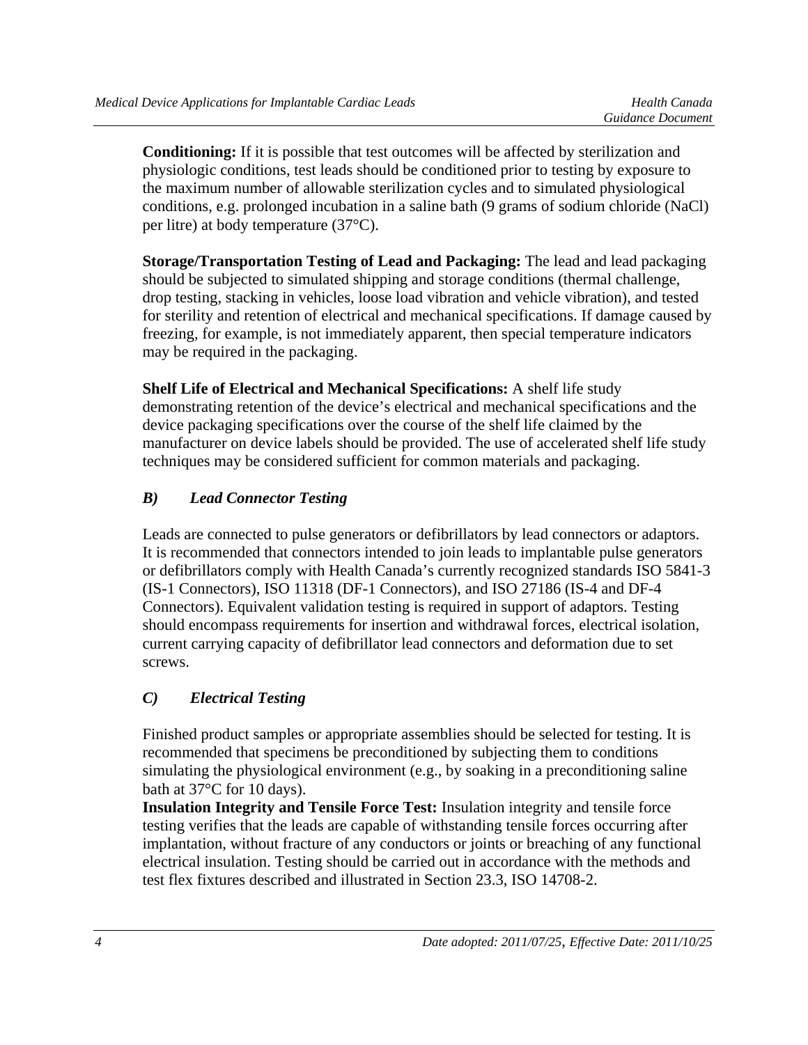**Conditioning:** If it is possible that test outcomes will be affected by sterilization and physiologic conditions, test leads should be conditioned prior to testing by exposure to the maximum number of allowable sterilization cycles and to simulated physiological conditions, e.g. prolonged incubation in a saline bath (9 grams of sodium chloride (NaCl) per litre) at body temperature (37°C).

**Storage/Transportation Testing of Lead and Packaging:** The lead and lead packaging should be subjected to simulated shipping and storage conditions (thermal challenge, drop testing, stacking in vehicles, loose load vibration and vehicle vibration), and tested for sterility and retention of electrical and mechanical specifications. If damage caused by freezing, for example, is not immediately apparent, then special temperature indicators may be required in the packaging.

**Shelf Life of Electrical and Mechanical Specifications:** A shelf life study demonstrating retention of the device's electrical and mechanical specifications and the device packaging specifications over the course of the shelf life claimed by the manufacturer on device labels should be provided. The use of accelerated shelf life study techniques may be considered sufficient for common materials and packaging.

### *B) Lead Connector Testing*

Leads are connected to pulse generators or defibrillators by lead connectors or adaptors. It is recommended that connectors intended to join leads to implantable pulse generators or defibrillators comply with Health Canada's currently recognized standards ISO 5841-3 (IS-1 Connectors), ISO 11318 (DF-1 Connectors), and ISO 27186 (IS-4 and DF-4 Connectors). Equivalent validation testing is required in support of adaptors. Testing should encompass requirements for insertion and withdrawal forces, electrical isolation, current carrying capacity of defibrillator lead connectors and deformation due to set screws.

### *C) Electrical Testing*

Finished product samples or appropriate assemblies should be selected for testing. It is recommended that specimens be preconditioned by subjecting them to conditions simulating the physiological environment (e.g., by soaking in a preconditioning saline bath at 37°C for 10 days).

**Insulation Integrity and Tensile Force Test:** Insulation integrity and tensile force testing verifies that the leads are capable of withstanding tensile forces occurring after implantation, without fracture of any conductors or joints or breaching of any functional electrical insulation. Testing should be carried out in accordance with the methods and test flex fixtures described and illustrated in Section 23.3, ISO 14708-2.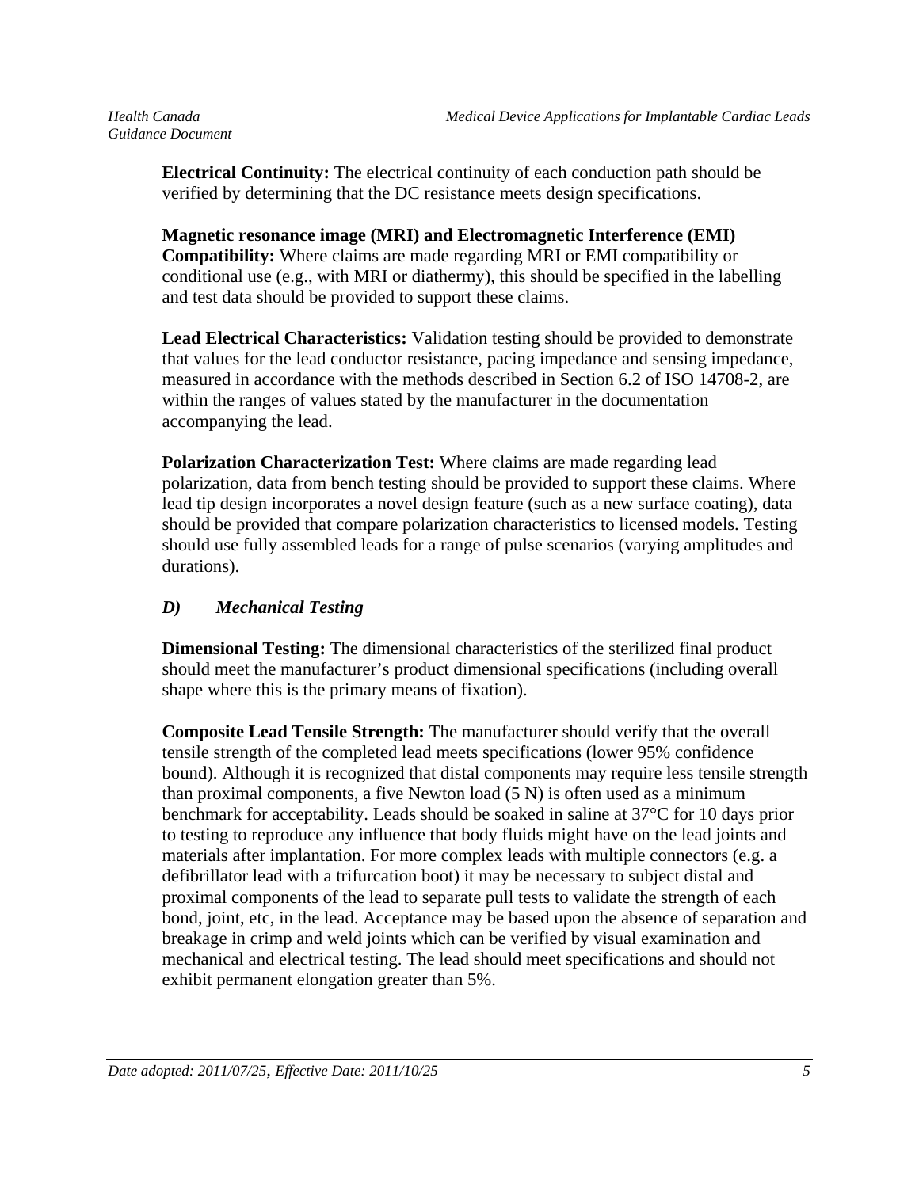**Electrical Continuity:** The electrical continuity of each conduction path should be verified by determining that the DC resistance meets design specifications.

**Magnetic resonance image (MRI) and Electromagnetic Interference (EMI) Compatibility:** Where claims are made regarding MRI or EMI compatibility or conditional use (e.g., with MRI or diathermy), this should be specified in the labelling and test data should be provided to support these claims.

**Lead Electrical Characteristics:** Validation testing should be provided to demonstrate that values for the lead conductor resistance, pacing impedance and sensing impedance, measured in accordance with the methods described in Section 6.2 of ISO 14708-2, are within the ranges of values stated by the manufacturer in the documentation accompanying the lead.

**Polarization Characterization Test:** Where claims are made regarding lead polarization, data from bench testing should be provided to support these claims. Where lead tip design incorporates a novel design feature (such as a new surface coating), data should be provided that compare polarization characteristics to licensed models. Testing should use fully assembled leads for a range of pulse scenarios (varying amplitudes and durations).

### *D) Mechanical Testing*

**Dimensional Testing:** The dimensional characteristics of the sterilized final product should meet the manufacturer's product dimensional specifications (including overall shape where this is the primary means of fixation).

**Composite Lead Tensile Strength:** The manufacturer should verify that the overall tensile strength of the completed lead meets specifications (lower 95% confidence bound). Although it is recognized that distal components may require less tensile strength than proximal components, a five Newton load (5 N) is often used as a minimum benchmark for acceptability. Leads should be soaked in saline at 37°C for 10 days prior to testing to reproduce any influence that body fluids might have on the lead joints and materials after implantation. For more complex leads with multiple connectors (e.g. a defibrillator lead with a trifurcation boot) it may be necessary to subject distal and proximal components of the lead to separate pull tests to validate the strength of each bond, joint, etc, in the lead. Acceptance may be based upon the absence of separation and breakage in crimp and weld joints which can be verified by visual examination and mechanical and electrical testing. The lead should meet specifications and should not exhibit permanent elongation greater than 5%.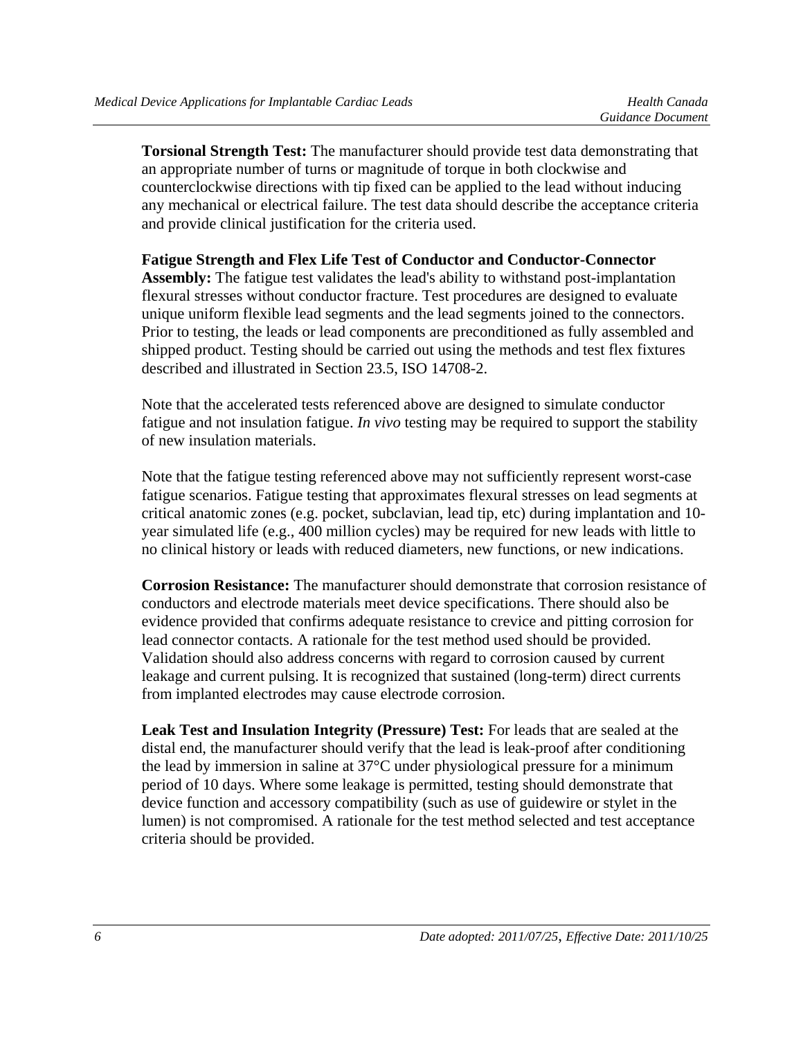**Torsional Strength Test:** The manufacturer should provide test data demonstrating that an appropriate number of turns or magnitude of torque in both clockwise and counterclockwise directions with tip fixed can be applied to the lead without inducing any mechanical or electrical failure. The test data should describe the acceptance criteria and provide clinical justification for the criteria used.

**Fatigue Strength and Flex Life Test of Conductor and Conductor-Connector Assembly:** The fatigue test validates the lead's ability to withstand post-implantation flexural stresses without conductor fracture. Test procedures are designed to evaluate unique uniform flexible lead segments and the lead segments joined to the connectors. Prior to testing, the leads or lead components are preconditioned as fully assembled and shipped product. Testing should be carried out using the methods and test flex fixtures described and illustrated in Section 23.5, ISO 14708-2.

Note that the accelerated tests referenced above are designed to simulate conductor fatigue and not insulation fatigue. *In vivo* testing may be required to support the stability of new insulation materials.

Note that the fatigue testing referenced above may not sufficiently represent worst-case fatigue scenarios. Fatigue testing that approximates flexural stresses on lead segments at critical anatomic zones (e.g. pocket, subclavian, lead tip, etc) during implantation and 10-year simulated life (e.g., 400 million cycles) may be required for new leads with little to no clinical history or leads with reduced diameters, new functions, or new indications.

**Corrosion Resistance:** The manufacturer should demonstrate that corrosion resistance of conductors and electrode materials meet device specifications. There should also be evidence provided that confirms adequate resistance to crevice and pitting corrosion for lead connector contacts. A rationale for the test method used should be provided. Validation should also address concerns with regard to corrosion caused by current leakage and current pulsing. It is recognized that sustained (long-term) direct currents from implanted electrodes may cause electrode corrosion.

**Leak Test and Insulation Integrity (Pressure) Test:** For leads that are sealed at the distal end, the manufacturer should verify that the lead is leak-proof after conditioning the lead by immersion in saline at 37°C under physiological pressure for a minimum period of 10 days. Where some leakage is permitted, testing should demonstrate that device function and accessory compatibility (such as use of guidewire or stylet in the lumen) is not compromised. A rationale for the test method selected and test acceptance criteria should be provided.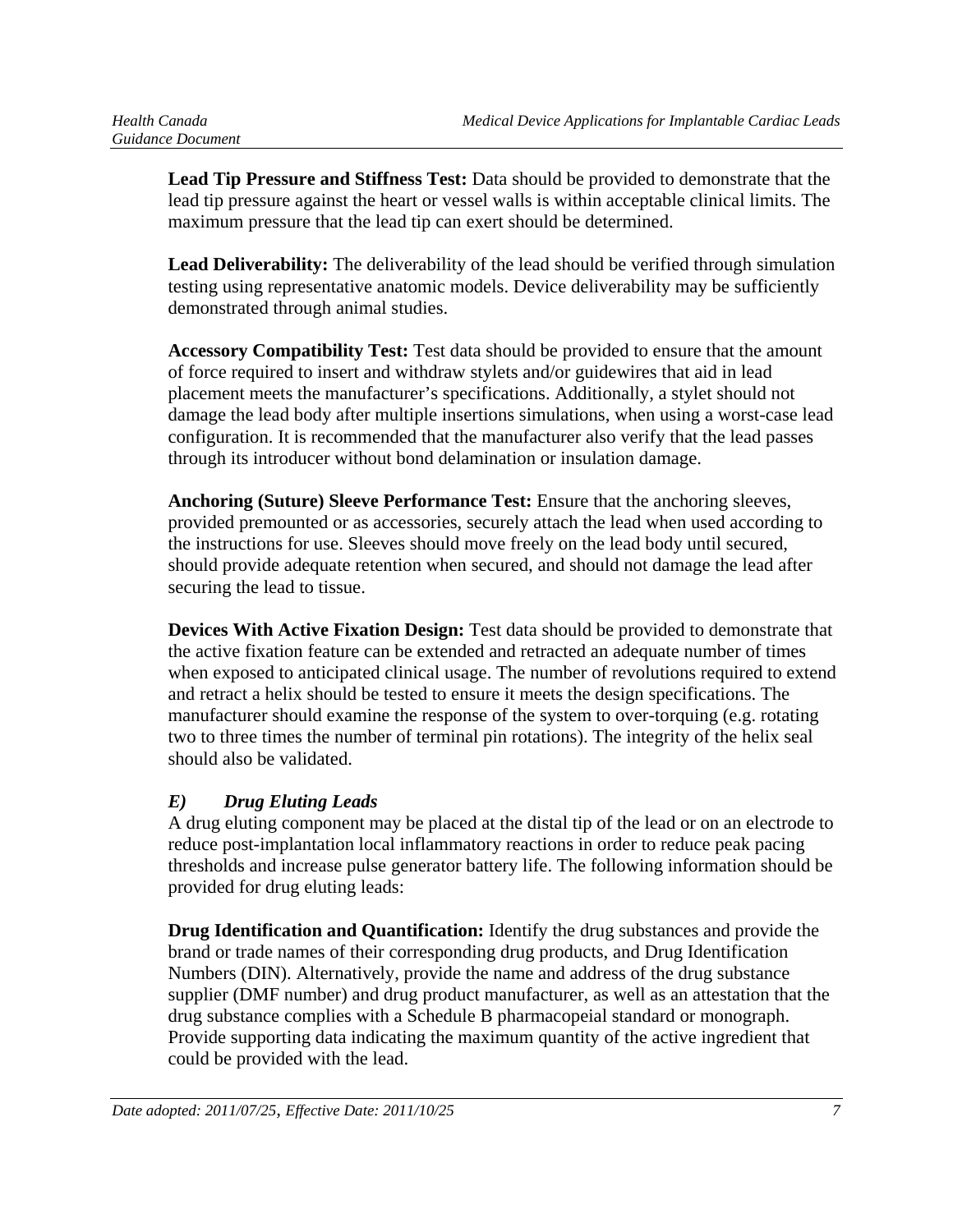**Lead Tip Pressure and Stiffness Test:** Data should be provided to demonstrate that the lead tip pressure against the heart or vessel walls is within acceptable clinical limits. The maximum pressure that the lead tip can exert should be determined.

**Lead Deliverability:** The deliverability of the lead should be verified through simulation testing using representative anatomic models. Device deliverability may be sufficiently demonstrated through animal studies.

**Accessory Compatibility Test:** Test data should be provided to ensure that the amount of force required to insert and withdraw stylets and/or guidewires that aid in lead placement meets the manufacturer's specifications. Additionally, a stylet should not damage the lead body after multiple insertions simulations, when using a worst-case lead configuration. It is recommended that the manufacturer also verify that the lead passes through its introducer without bond delamination or insulation damage.

**Anchoring (Suture) Sleeve Performance Test:** Ensure that the anchoring sleeves, provided premounted or as accessories, securely attach the lead when used according to the instructions for use. Sleeves should move freely on the lead body until secured, should provide adequate retention when secured, and should not damage the lead after securing the lead to tissue.

**Devices With Active Fixation Design:** Test data should be provided to demonstrate that the active fixation feature can be extended and retracted an adequate number of times when exposed to anticipated clinical usage. The number of revolutions required to extend and retract a helix should be tested to ensure it meets the design specifications. The manufacturer should examine the response of the system to over-torquing (e.g. rotating two to three times the number of terminal pin rotations). The integrity of the helix seal should also be validated.

### *E) Drug Eluting Leads*

A drug eluting component may be placed at the distal tip of the lead or on an electrode to reduce post-implantation local inflammatory reactions in order to reduce peak pacing thresholds and increase pulse generator battery life. The following information should be provided for drug eluting leads:

**Drug Identification and Quantification:** Identify the drug substances and provide the brand or trade names of their corresponding drug products, and Drug Identification Numbers (DIN). Alternatively, provide the name and address of the drug substance supplier (DMF number) and drug product manufacturer, as well as an attestation that the drug substance complies with a Schedule B pharmacopeial standard or monograph. Provide supporting data indicating the maximum quantity of the active ingredient that could be provided with the lead.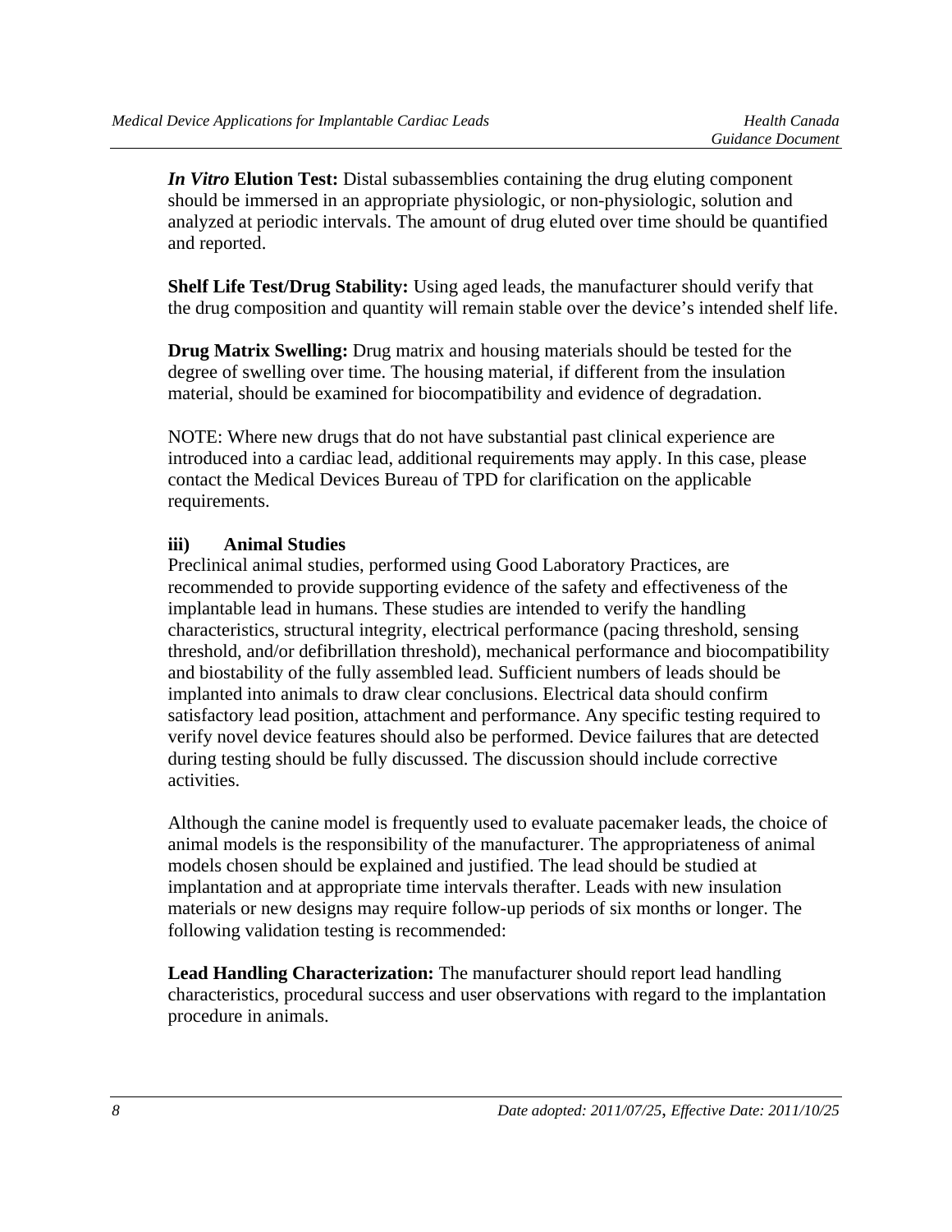***In Vitro* Elution Test:** Distal subassemblies containing the drug eluting component should be immersed in an appropriate physiologic, or non-physiologic, solution and analyzed at periodic intervals. The amount of drug eluted over time should be quantified and reported.

**Shelf Life Test/Drug Stability:** Using aged leads, the manufacturer should verify that the drug composition and quantity will remain stable over the device's intended shelf life.

**Drug Matrix Swelling:** Drug matrix and housing materials should be tested for the degree of swelling over time. The housing material, if different from the insulation material, should be examined for biocompatibility and evidence of degradation.

NOTE: Where new drugs that do not have substantial past clinical experience are introduced into a cardiac lead, additional requirements may apply. In this case, please contact the Medical Devices Bureau of TPD for clarification on the applicable requirements.

#### iii) Animal Studies

Preclinical animal studies, performed using Good Laboratory Practices, are recommended to provide supporting evidence of the safety and effectiveness of the implantable lead in humans. These studies are intended to verify the handling characteristics, structural integrity, electrical performance (pacing threshold, sensing threshold, and/or defibrillation threshold), mechanical performance and biocompatibility and biostability of the fully assembled lead. Sufficient numbers of leads should be implanted into animals to draw clear conclusions. Electrical data should confirm satisfactory lead position, attachment and performance. Any specific testing required to verify novel device features should also be performed. Device failures that are detected during testing should be fully discussed. The discussion should include corrective activities.

Although the canine model is frequently used to evaluate pacemaker leads, the choice of animal models is the responsibility of the manufacturer. The appropriateness of animal models chosen should be explained and justified. The lead should be studied at implantation and at appropriate time intervals therafter. Leads with new insulation materials or new designs may require follow-up periods of six months or longer. The following validation testing is recommended:

**Lead Handling Characterization:** The manufacturer should report lead handling characteristics, procedural success and user observations with regard to the implantation procedure in animals.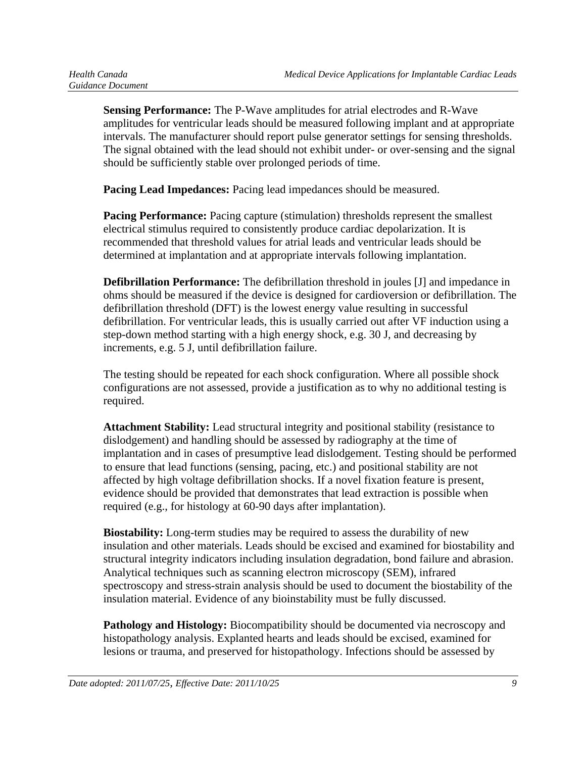**Sensing Performance:** The P-Wave amplitudes for atrial electrodes and R-Wave amplitudes for ventricular leads should be measured following implant and at appropriate intervals. The manufacturer should report pulse generator settings for sensing thresholds. The signal obtained with the lead should not exhibit under- or over-sensing and the signal should be sufficiently stable over prolonged periods of time.

**Pacing Lead Impedances:** Pacing lead impedances should be measured.

**Pacing Performance:** Pacing capture (stimulation) thresholds represent the smallest electrical stimulus required to consistently produce cardiac depolarization. It is recommended that threshold values for atrial leads and ventricular leads should be determined at implantation and at appropriate intervals following implantation.

**Defibrillation Performance:** The defibrillation threshold in joules [J] and impedance in ohms should be measured if the device is designed for cardioversion or defibrillation. The defibrillation threshold (DFT) is the lowest energy value resulting in successful defibrillation. For ventricular leads, this is usually carried out after VF induction using a step-down method starting with a high energy shock, e.g. 30 J, and decreasing by increments, e.g. 5 J, until defibrillation failure.

The testing should be repeated for each shock configuration. Where all possible shock configurations are not assessed, provide a justification as to why no additional testing is required.

**Attachment Stability:** Lead structural integrity and positional stability (resistance to dislodgement) and handling should be assessed by radiography at the time of implantation and in cases of presumptive lead dislodgement. Testing should be performed to ensure that lead functions (sensing, pacing, etc.) and positional stability are not affected by high voltage defibrillation shocks. If a novel fixation feature is present, evidence should be provided that demonstrates that lead extraction is possible when required (e.g., for histology at 60-90 days after implantation).

**Biostability:** Long-term studies may be required to assess the durability of new insulation and other materials. Leads should be excised and examined for biostability and structural integrity indicators including insulation degradation, bond failure and abrasion. Analytical techniques such as scanning electron microscopy (SEM), infrared spectroscopy and stress-strain analysis should be used to document the biostability of the insulation material. Evidence of any bioinstability must be fully discussed.

**Pathology and Histology:** Biocompatibility should be documented via necroscopy and histopathology analysis. Explanted hearts and leads should be excised, examined for lesions or trauma, and preserved for histopathology. Infections should be assessed by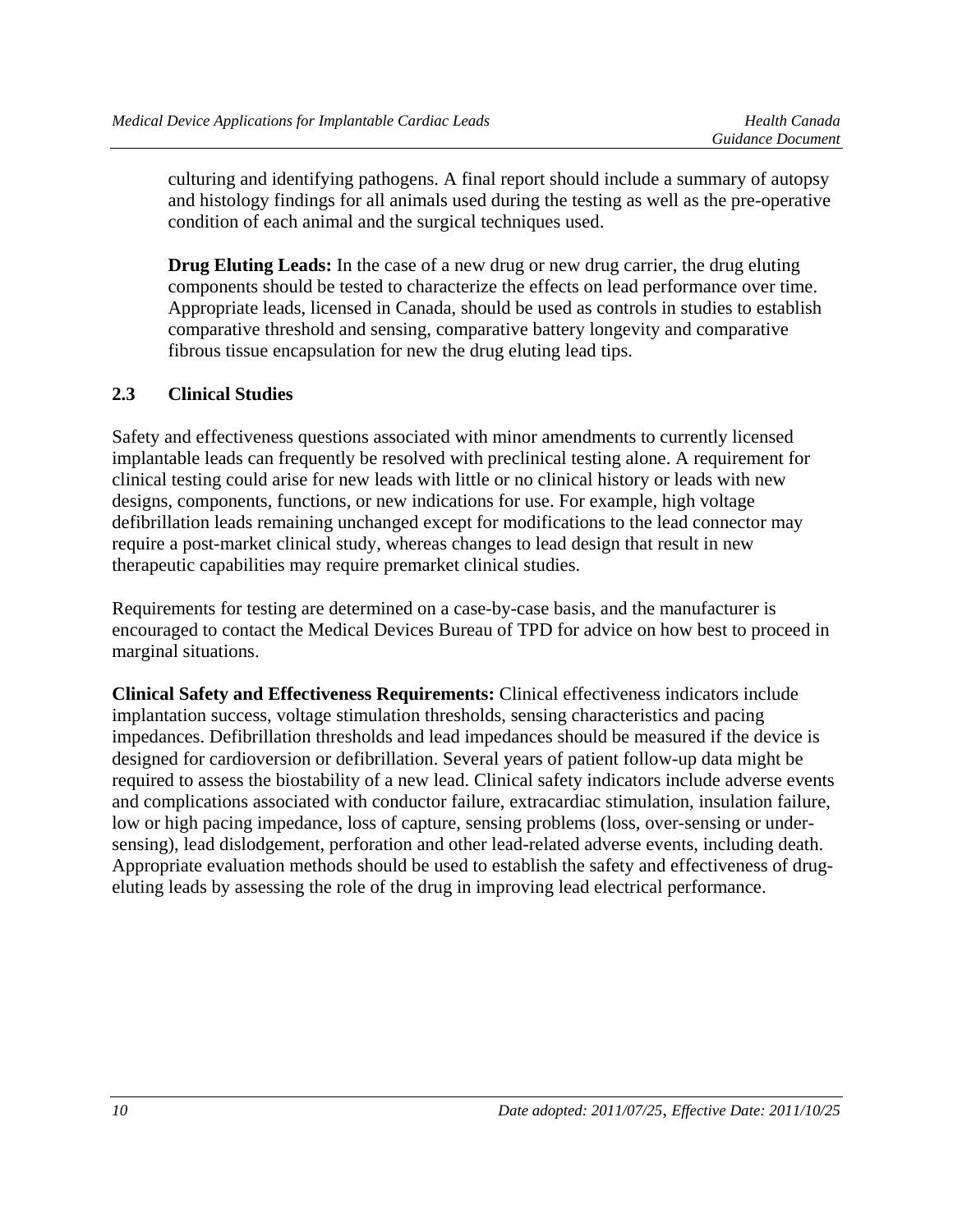culturing and identifying pathogens. A final report should include a summary of autopsy and histology findings for all animals used during the testing as well as the pre-operative condition of each animal and the surgical techniques used.

**Drug Eluting Leads:** In the case of a new drug or new drug carrier, the drug eluting components should be tested to characterize the effects on lead performance over time. Appropriate leads, licensed in Canada, should be used as controls in studies to establish comparative threshold and sensing, comparative battery longevity and comparative fibrous tissue encapsulation for new the drug eluting lead tips.

### 2.3 Clinical Studies

Safety and effectiveness questions associated with minor amendments to currently licensed implantable leads can frequently be resolved with preclinical testing alone. A requirement for clinical testing could arise for new leads with little or no clinical history or leads with new designs, components, functions, or new indications for use. For example, high voltage defibrillation leads remaining unchanged except for modifications to the lead connector may require a post-market clinical study, whereas changes to lead design that result in new therapeutic capabilities may require premarket clinical studies.

Requirements for testing are determined on a case-by-case basis, and the manufacturer is encouraged to contact the Medical Devices Bureau of TPD for advice on how best to proceed in marginal situations.

**Clinical Safety and Effectiveness Requirements:** Clinical effectiveness indicators include implantation success, voltage stimulation thresholds, sensing characteristics and pacing impedances. Defibrillation thresholds and lead impedances should be measured if the device is designed for cardioversion or defibrillation. Several years of patient follow-up data might be required to assess the biostability of a new lead. Clinical safety indicators include adverse events and complications associated with conductor failure, extracardiac stimulation, insulation failure, low or high pacing impedance, loss of capture, sensing problems (loss, over-sensing or under-sensing), lead dislodgement, perforation and other lead-related adverse events, including death. Appropriate evaluation methods should be used to establish the safety and effectiveness of drug-eluting leads by assessing the role of the drug in improving lead electrical performance.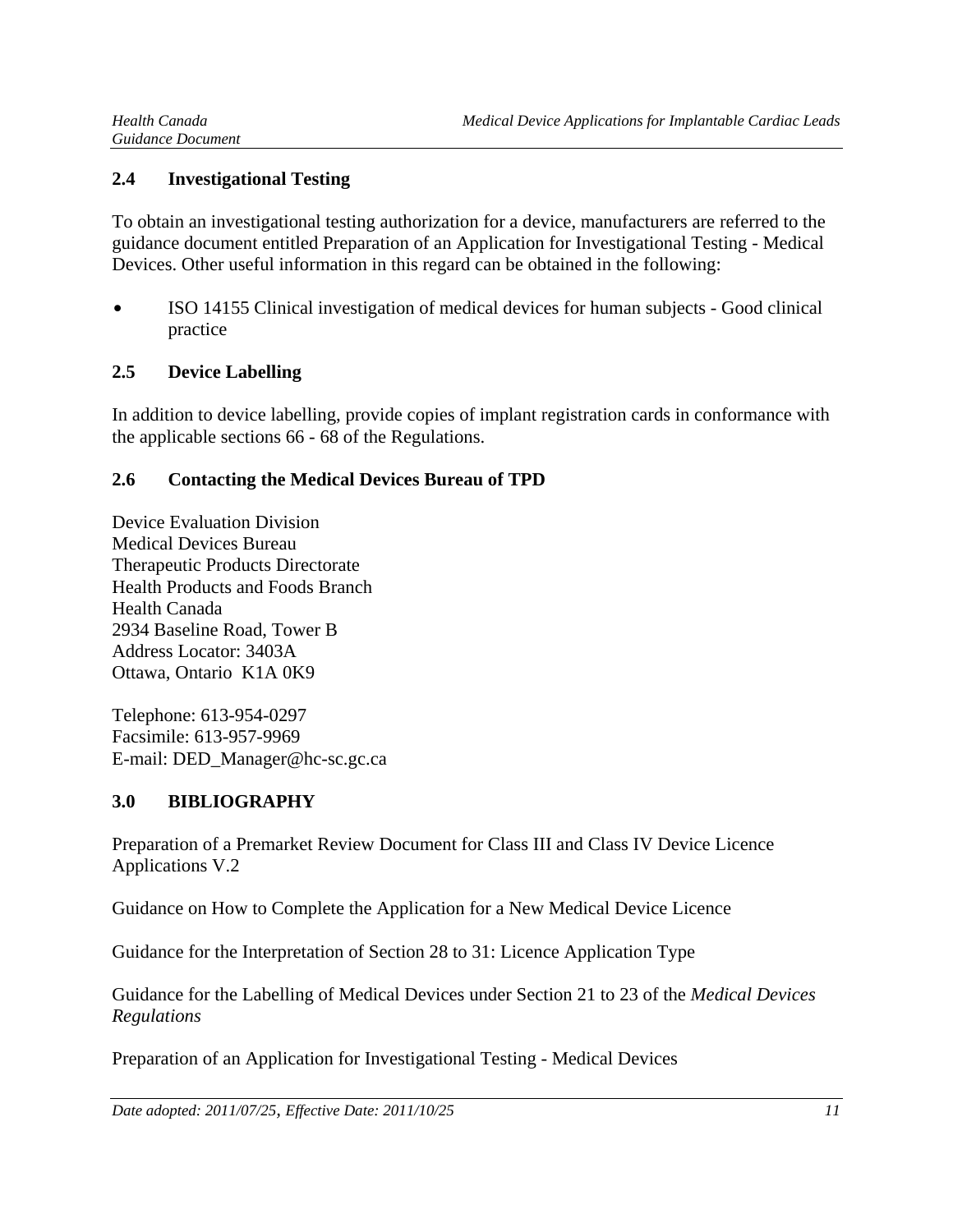## 2.4 Investigational Testing

To obtain an investigational testing authorization for a device, manufacturers are referred to the guidance document entitled Preparation of an Application for Investigational Testing - Medical Devices. Other useful information in this regard can be obtained in the following:

- ISO 14155 Clinical investigation of medical devices for human subjects - Good clinical practice

## 2.5 Device Labelling

In addition to device labelling, provide copies of implant registration cards in conformance with the applicable sections 66 - 68 of the Regulations.

## 2.6 Contacting the Medical Devices Bureau of TPD

Device Evaluation Division
Medical Devices Bureau
Therapeutic Products Directorate
Health Products and Foods Branch
Health Canada
2934 Baseline Road, Tower B
Address Locator: 3403A
Ottawa, Ontario K1A 0K9

Telephone: 613-954-0297
Facsimile: 613-957-9969
E-mail: DED_Manager@hc-sc.gc.ca

# 3.0 BIBLIOGRAPHY

Preparation of a Premarket Review Document for Class III and Class IV Device Licence Applications V.2

Guidance on How to Complete the Application for a New Medical Device Licence

Guidance for the Interpretation of Section 28 to 31: Licence Application Type

Guidance for the Labelling of Medical Devices under Section 21 to 23 of the *Medical Devices Regulations*

Preparation of an Application for Investigational Testing - Medical Devices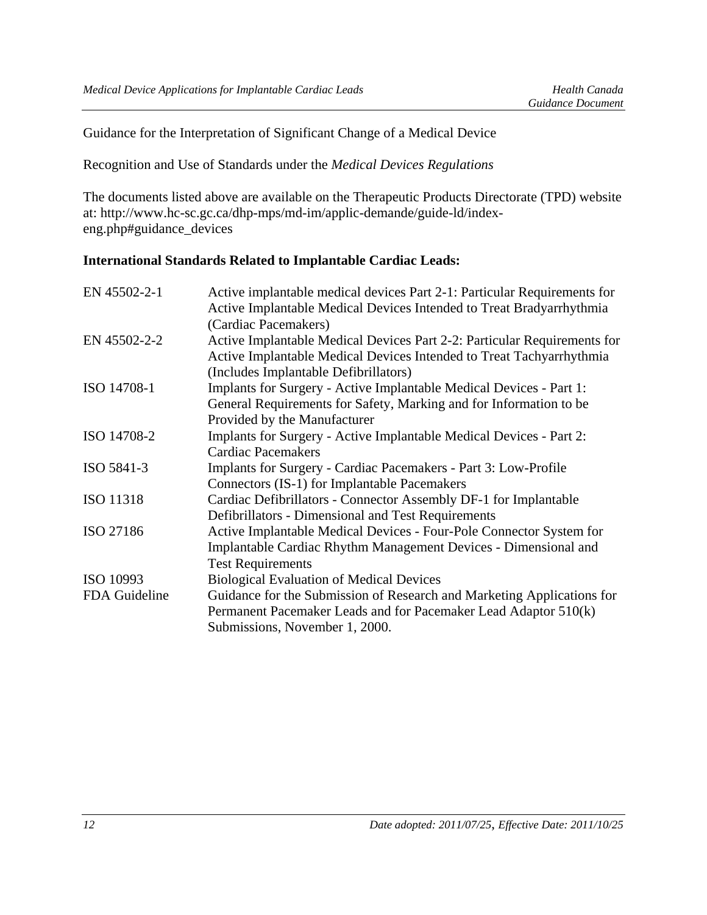Guidance for the Interpretation of Significant Change of a Medical Device

Recognition and Use of Standards under the *Medical Devices Regulations*

The documents listed above are available on the Therapeutic Products Directorate (TPD) website at: http://www.hc-sc.gc.ca/dhp-mps/md-im/applic-demande/guide-ld/index-eng.php#guidance_devices

**International Standards Related to Implantable Cardiac Leads:**

| | |
|---|---|
| EN 45502-2-1 | Active implantable medical devices Part 2-1: Particular Requirements for Active Implantable Medical Devices Intended to Treat Bradyarrhythmia (Cardiac Pacemakers) |
| EN 45502-2-2 | Active Implantable Medical Devices Part 2-2: Particular Requirements for Active Implantable Medical Devices Intended to Treat Tachyarrhythmia (Includes Implantable Defibrillators) |
| ISO 14708-1 | Implants for Surgery - Active Implantable Medical Devices - Part 1: General Requirements for Safety, Marking and for Information to be Provided by the Manufacturer |
| ISO 14708-2 | Implants for Surgery - Active Implantable Medical Devices - Part 2: Cardiac Pacemakers |
| ISO 5841-3 | Implants for Surgery - Cardiac Pacemakers - Part 3: Low-Profile Connectors (IS-1) for Implantable Pacemakers |
| ISO 11318 | Cardiac Defibrillators - Connector Assembly DF-1 for Implantable Defibrillators - Dimensional and Test Requirements |
| ISO 27186 | Active Implantable Medical Devices - Four-Pole Connector System for Implantable Cardiac Rhythm Management Devices - Dimensional and Test Requirements |
| ISO 10993 | Biological Evaluation of Medical Devices |
| FDA Guideline | Guidance for the Submission of Research and Marketing Applications for Permanent Pacemaker Leads and for Pacemaker Lead Adaptor 510(k) Submissions, November 1, 2000. |